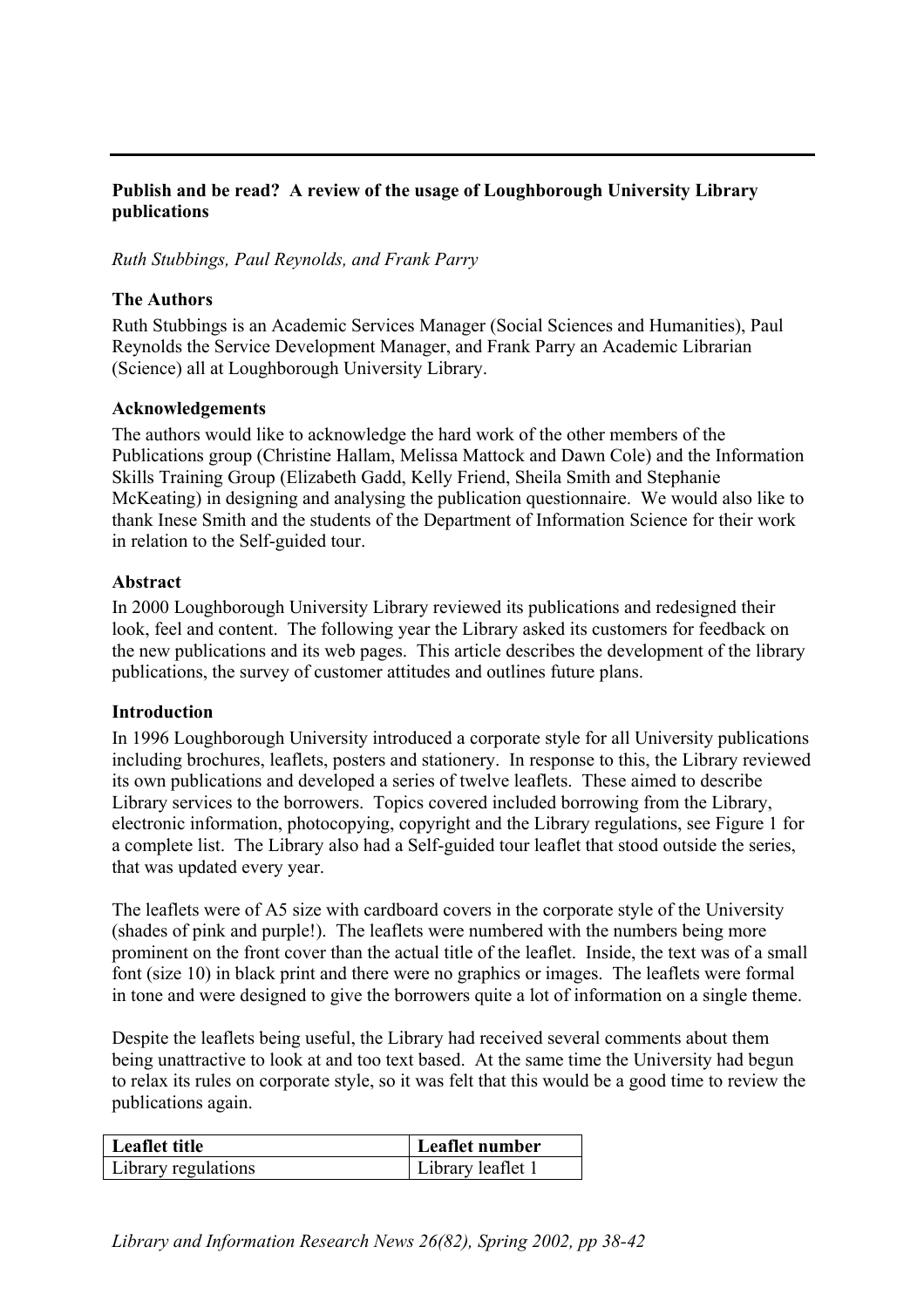**Publish and be read? A review of the usage of Loughborough University Library publications**

*Ruth Stubbings, Paul Reynolds, and Frank Parry*

**The Authors**

Ruth Stubbings is an Academic Services Manager (Social Sciences and Humanities), Paul Reynolds the Service Development Manager, and Frank Parry an Academic Librarian (Science) all at Loughborough University Library.

**Acknowledgements**

The authors would like to acknowledge the hard work of the other members of the Publications group (Christine Hallam, Melissa Mattock and Dawn Cole) and the Information Skills Training Group (Elizabeth Gadd, Kelly Friend, Sheila Smith and Stephanie McKeating) in designing and analysing the publication questionnaire. We would also like to thank Inese Smith and the students of the Department of Information Science for their work in relation to the Self-guided tour.

**Abstract**

In 2000 Loughborough University Library reviewed its publications and redesigned their look, feel and content. The following year the Library asked its customers for feedback on the new publications and its web pages. This article describes the development of the library publications, the survey of customer attitudes and outlines future plans.

**Introduction**

In 1996 Loughborough University introduced a corporate style for all University publications including brochures, leaflets, posters and stationery. In response to this, the Library reviewed its own publications and developed a series of twelve leaflets. These aimed to describe Library services to the borrowers. Topics covered included borrowing from the Library, electronic information, photocopying, copyright and the Library regulations, see Figure 1 for a complete list. The Library also had a Self-guided tour leaflet that stood outside the series, that was updated every year.

The leaflets were of A5 size with cardboard covers in the corporate style of the University (shades of pink and purple!). The leaflets were numbered with the numbers being more prominent on the front cover than the actual title of the leaflet. Inside, the text was of a small font (size 10) in black print and there were no graphics or images. The leaflets were formal in tone and were designed to give the borrowers quite a lot of information on a single theme.

Despite the leaflets being useful, the Library had received several comments about them being unattractive to look at and too text based. At the same time the University had begun to relax its rules on corporate style, so it was felt that this would be a good time to review the publications again.

| Leaflet title | Leaflet number |
|---|---|
| Library regulations | Library leaflet 1 |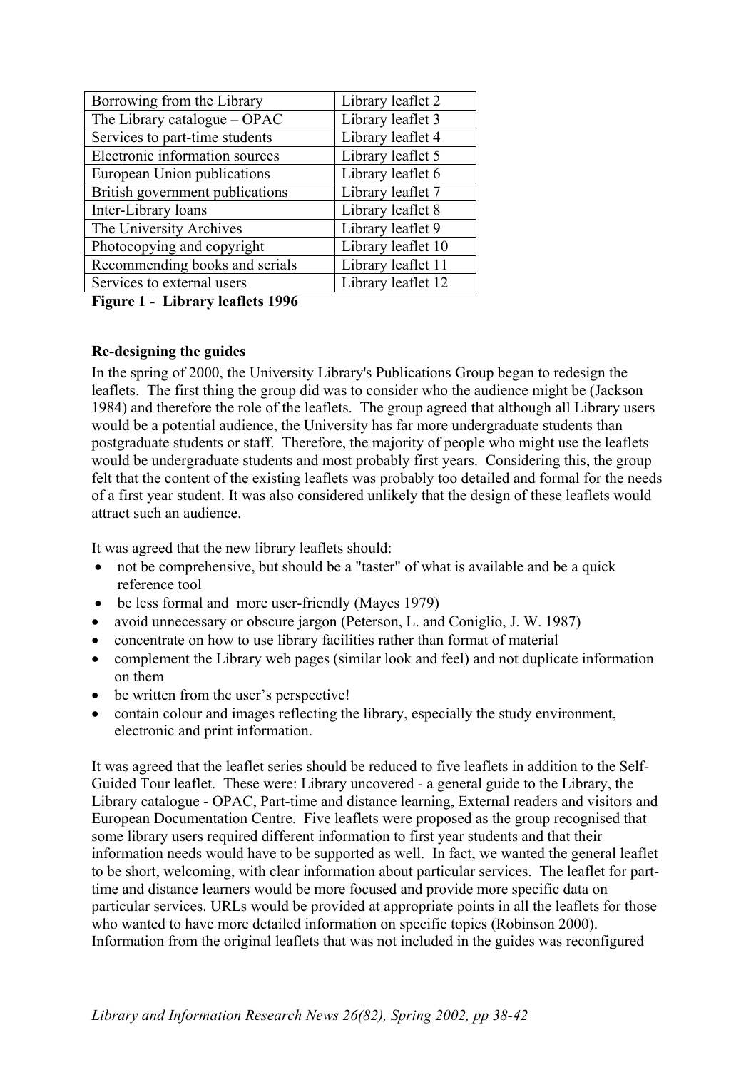| Borrowing from the Library | Library leaflet 2 |
|---|---|
| The Library catalogue – OPAC | Library leaflet 3 |
| Services to part-time students | Library leaflet 4 |
| Electronic information sources | Library leaflet 5 |
| European Union publications | Library leaflet 6 |
| British government publications | Library leaflet 7 |
| Inter-Library loans | Library leaflet 8 |
| The University Archives | Library leaflet 9 |
| Photocopying and copyright | Library leaflet 10 |
| Recommending books and serials | Library leaflet 11 |
| Services to external users | Library leaflet 12 |

**Figure 1 - Library leaflets 1996**

**Re-designing the guides**

In the spring of 2000, the University Library's Publications Group began to redesign the leaflets. The first thing the group did was to consider who the audience might be (Jackson 1984) and therefore the role of the leaflets. The group agreed that although all Library users would be a potential audience, the University has far more undergraduate students than postgraduate students or staff. Therefore, the majority of people who might use the leaflets would be undergraduate students and most probably first years. Considering this, the group felt that the content of the existing leaflets was probably too detailed and formal for the needs of a first year student. It was also considered unlikely that the design of these leaflets would attract such an audience.

It was agreed that the new library leaflets should:

- not be comprehensive, but should be a "taster" of what is available and be a quick reference tool
- be less formal and more user-friendly (Mayes 1979)
- avoid unnecessary or obscure jargon (Peterson, L. and Coniglio, J. W. 1987)
- concentrate on how to use library facilities rather than format of material
- complement the Library web pages (similar look and feel) and not duplicate information on them
- be written from the user's perspective!
- contain colour and images reflecting the library, especially the study environment, electronic and print information.

It was agreed that the leaflet series should be reduced to five leaflets in addition to the Self-Guided Tour leaflet. These were: Library uncovered - a general guide to the Library, the Library catalogue - OPAC, Part-time and distance learning, External readers and visitors and European Documentation Centre. Five leaflets were proposed as the group recognised that some library users required different information to first year students and that their information needs would have to be supported as well. In fact, we wanted the general leaflet to be short, welcoming, with clear information about particular services. The leaflet for part-time and distance learners would be more focused and provide more specific data on particular services. URLs would be provided at appropriate points in all the leaflets for those who wanted to have more detailed information on specific topics (Robinson 2000). Information from the original leaflets that was not included in the guides was reconfigured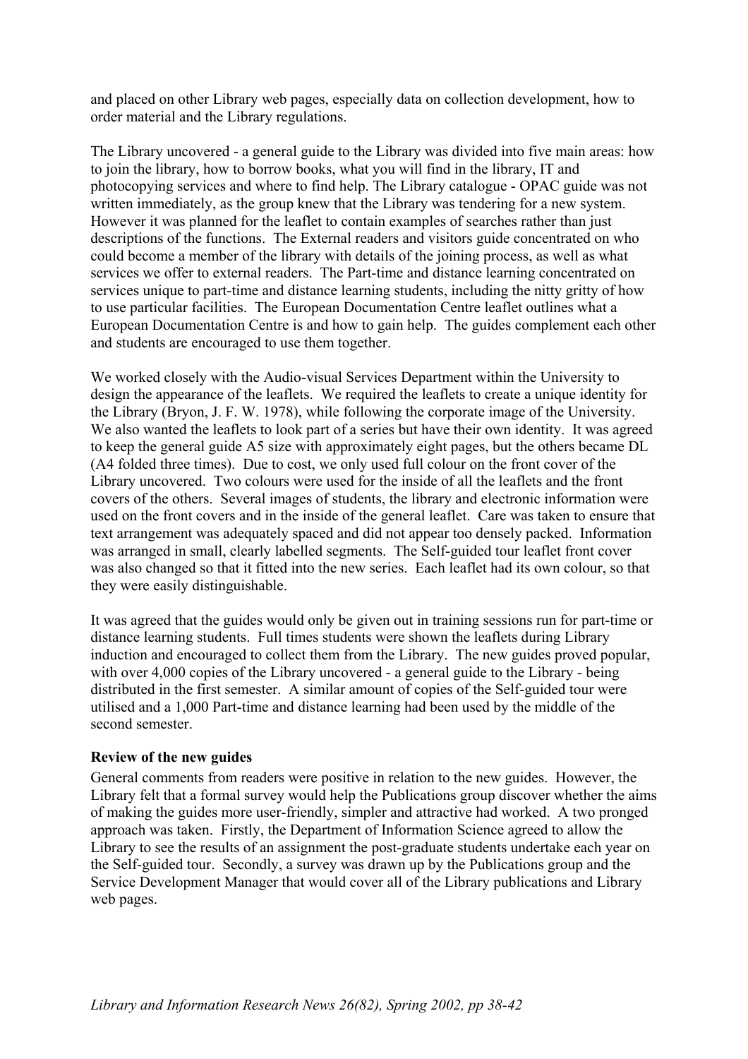and placed on other Library web pages, especially data on collection development, how to order material and the Library regulations.

The Library uncovered - a general guide to the Library was divided into five main areas: how to join the library, how to borrow books, what you will find in the library, IT and photocopying services and where to find help. The Library catalogue - OPAC guide was not written immediately, as the group knew that the Library was tendering for a new system. However it was planned for the leaflet to contain examples of searches rather than just descriptions of the functions. The External readers and visitors guide concentrated on who could become a member of the library with details of the joining process, as well as what services we offer to external readers. The Part-time and distance learning concentrated on services unique to part-time and distance learning students, including the nitty gritty of how to use particular facilities. The European Documentation Centre leaflet outlines what a European Documentation Centre is and how to gain help. The guides complement each other and students are encouraged to use them together.

We worked closely with the Audio-visual Services Department within the University to design the appearance of the leaflets. We required the leaflets to create a unique identity for the Library (Bryon, J. F. W. 1978), while following the corporate image of the University. We also wanted the leaflets to look part of a series but have their own identity. It was agreed to keep the general guide A5 size with approximately eight pages, but the others became DL (A4 folded three times). Due to cost, we only used full colour on the front cover of the Library uncovered. Two colours were used for the inside of all the leaflets and the front covers of the others. Several images of students, the library and electronic information were used on the front covers and in the inside of the general leaflet. Care was taken to ensure that text arrangement was adequately spaced and did not appear too densely packed. Information was arranged in small, clearly labelled segments. The Self-guided tour leaflet front cover was also changed so that it fitted into the new series. Each leaflet had its own colour, so that they were easily distinguishable.

It was agreed that the guides would only be given out in training sessions run for part-time or distance learning students. Full times students were shown the leaflets during Library induction and encouraged to collect them from the Library. The new guides proved popular, with over 4,000 copies of the Library uncovered - a general guide to the Library - being distributed in the first semester. A similar amount of copies of the Self-guided tour were utilised and a 1,000 Part-time and distance learning had been used by the middle of the second semester.

**Review of the new guides**

General comments from readers were positive in relation to the new guides. However, the Library felt that a formal survey would help the Publications group discover whether the aims of making the guides more user-friendly, simpler and attractive had worked. A two pronged approach was taken. Firstly, the Department of Information Science agreed to allow the Library to see the results of an assignment the post-graduate students undertake each year on the Self-guided tour. Secondly, a survey was drawn up by the Publications group and the Service Development Manager that would cover all of the Library publications and Library web pages.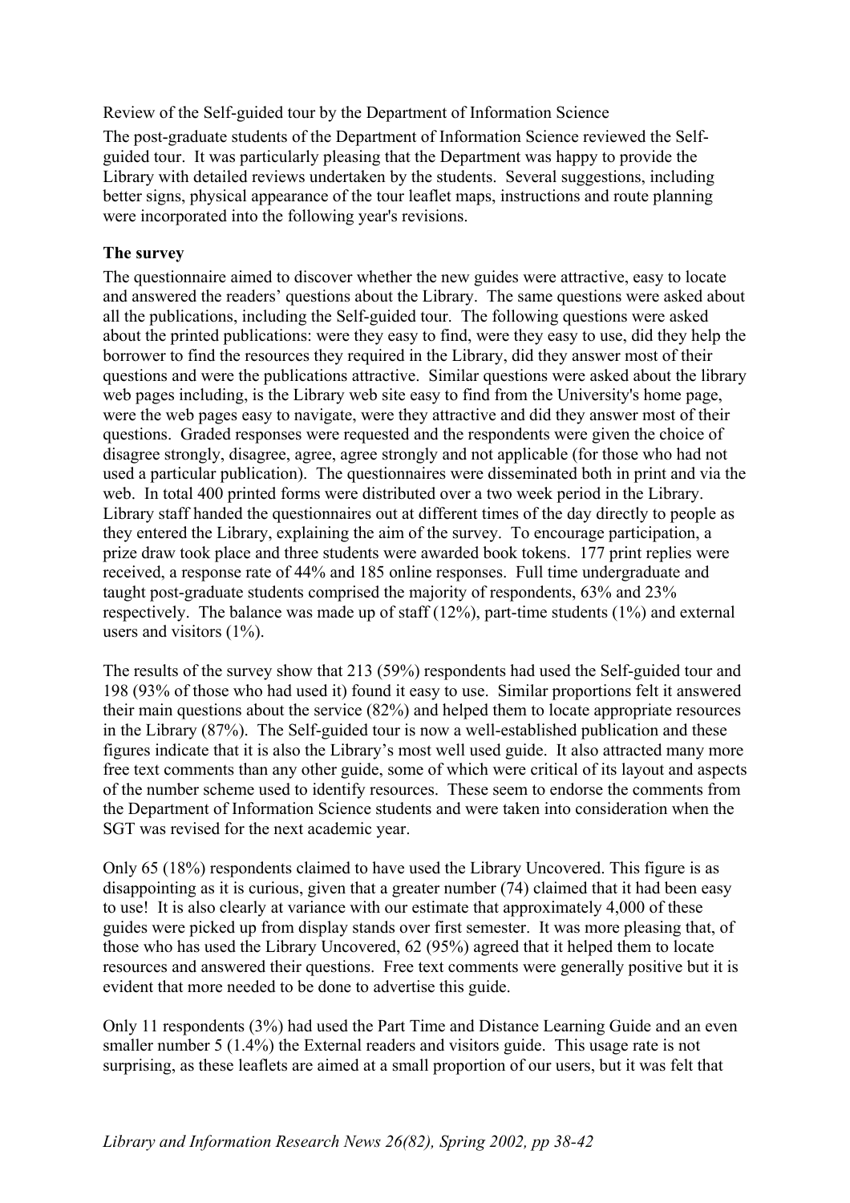Review of the Self-guided tour by the Department of Information Science

The post-graduate students of the Department of Information Science reviewed the Self-guided tour. It was particularly pleasing that the Department was happy to provide the Library with detailed reviews undertaken by the students. Several suggestions, including better signs, physical appearance of the tour leaflet maps, instructions and route planning were incorporated into the following year's revisions.

**The survey**

The questionnaire aimed to discover whether the new guides were attractive, easy to locate and answered the readers' questions about the Library. The same questions were asked about all the publications, including the Self-guided tour. The following questions were asked about the printed publications: were they easy to find, were they easy to use, did they help the borrower to find the resources they required in the Library, did they answer most of their questions and were the publications attractive. Similar questions were asked about the library web pages including, is the Library web site easy to find from the University's home page, were the web pages easy to navigate, were they attractive and did they answer most of their questions. Graded responses were requested and the respondents were given the choice of disagree strongly, disagree, agree, agree strongly and not applicable (for those who had not used a particular publication). The questionnaires were disseminated both in print and via the web. In total 400 printed forms were distributed over a two week period in the Library. Library staff handed the questionnaires out at different times of the day directly to people as they entered the Library, explaining the aim of the survey. To encourage participation, a prize draw took place and three students were awarded book tokens. 177 print replies were received, a response rate of 44% and 185 online responses. Full time undergraduate and taught post-graduate students comprised the majority of respondents, 63% and 23% respectively. The balance was made up of staff (12%), part-time students (1%) and external users and visitors (1%).

The results of the survey show that 213 (59%) respondents had used the Self-guided tour and 198 (93% of those who had used it) found it easy to use. Similar proportions felt it answered their main questions about the service (82%) and helped them to locate appropriate resources in the Library (87%). The Self-guided tour is now a well-established publication and these figures indicate that it is also the Library's most well used guide. It also attracted many more free text comments than any other guide, some of which were critical of its layout and aspects of the number scheme used to identify resources. These seem to endorse the comments from the Department of Information Science students and were taken into consideration when the SGT was revised for the next academic year.

Only 65 (18%) respondents claimed to have used the Library Uncovered. This figure is as disappointing as it is curious, given that a greater number (74) claimed that it had been easy to use! It is also clearly at variance with our estimate that approximately 4,000 of these guides were picked up from display stands over first semester. It was more pleasing that, of those who has used the Library Uncovered, 62 (95%) agreed that it helped them to locate resources and answered their questions. Free text comments were generally positive but it is evident that more needed to be done to advertise this guide.

Only 11 respondents (3%) had used the Part Time and Distance Learning Guide and an even smaller number 5 (1.4%) the External readers and visitors guide. This usage rate is not surprising, as these leaflets are aimed at a small proportion of our users, but it was felt that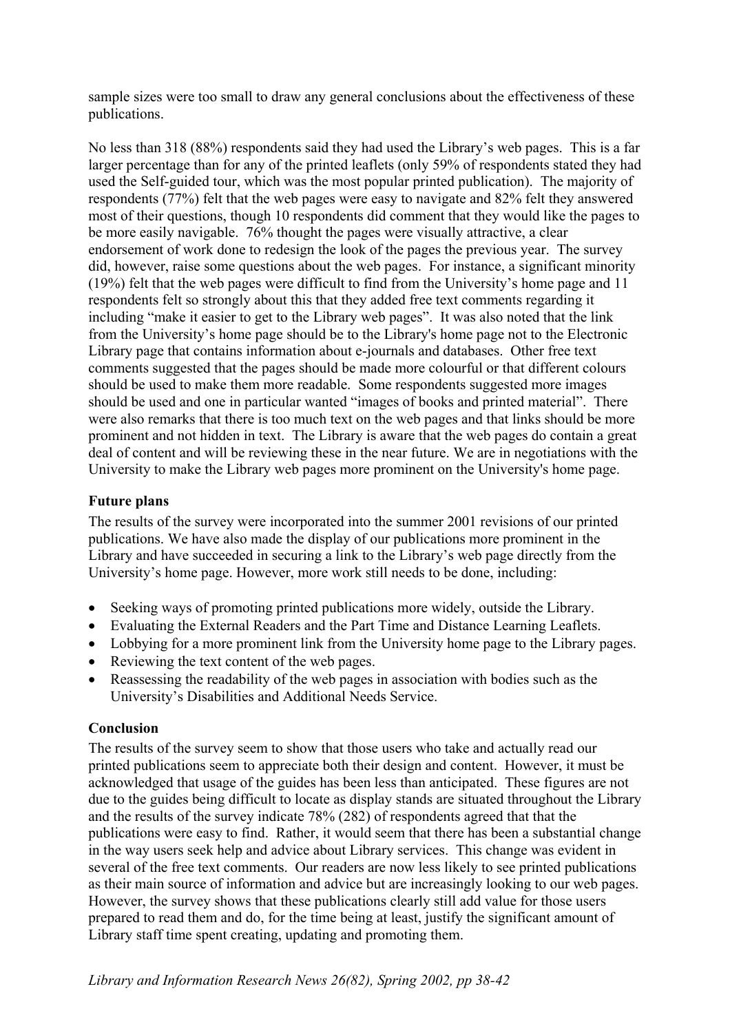sample sizes were too small to draw any general conclusions about the effectiveness of these publications.

No less than 318 (88%) respondents said they had used the Library's web pages. This is a far larger percentage than for any of the printed leaflets (only 59% of respondents stated they had used the Self-guided tour, which was the most popular printed publication). The majority of respondents (77%) felt that the web pages were easy to navigate and 82% felt they answered most of their questions, though 10 respondents did comment that they would like the pages to be more easily navigable. 76% thought the pages were visually attractive, a clear endorsement of work done to redesign the look of the pages the previous year. The survey did, however, raise some questions about the web pages. For instance, a significant minority (19%) felt that the web pages were difficult to find from the University's home page and 11 respondents felt so strongly about this that they added free text comments regarding it including "make it easier to get to the Library web pages". It was also noted that the link from the University's home page should be to the Library's home page not to the Electronic Library page that contains information about e-journals and databases. Other free text comments suggested that the pages should be made more colourful or that different colours should be used to make them more readable. Some respondents suggested more images should be used and one in particular wanted "images of books and printed material". There were also remarks that there is too much text on the web pages and that links should be more prominent and not hidden in text. The Library is aware that the web pages do contain a great deal of content and will be reviewing these in the near future. We are in negotiations with the University to make the Library web pages more prominent on the University's home page.

**Future plans**

The results of the survey were incorporated into the summer 2001 revisions of our printed publications. We have also made the display of our publications more prominent in the Library and have succeeded in securing a link to the Library's web page directly from the University's home page. However, more work still needs to be done, including:

- Seeking ways of promoting printed publications more widely, outside the Library.
- Evaluating the External Readers and the Part Time and Distance Learning Leaflets.
- Lobbying for a more prominent link from the University home page to the Library pages.
- Reviewing the text content of the web pages.
- Reassessing the readability of the web pages in association with bodies such as the University's Disabilities and Additional Needs Service.

**Conclusion**

The results of the survey seem to show that those users who take and actually read our printed publications seem to appreciate both their design and content. However, it must be acknowledged that usage of the guides has been less than anticipated. These figures are not due to the guides being difficult to locate as display stands are situated throughout the Library and the results of the survey indicate 78% (282) of respondents agreed that that the publications were easy to find. Rather, it would seem that there has been a substantial change in the way users seek help and advice about Library services. This change was evident in several of the free text comments. Our readers are now less likely to see printed publications as their main source of information and advice but are increasingly looking to our web pages. However, the survey shows that these publications clearly still add value for those users prepared to read them and do, for the time being at least, justify the significant amount of Library staff time spent creating, updating and promoting them.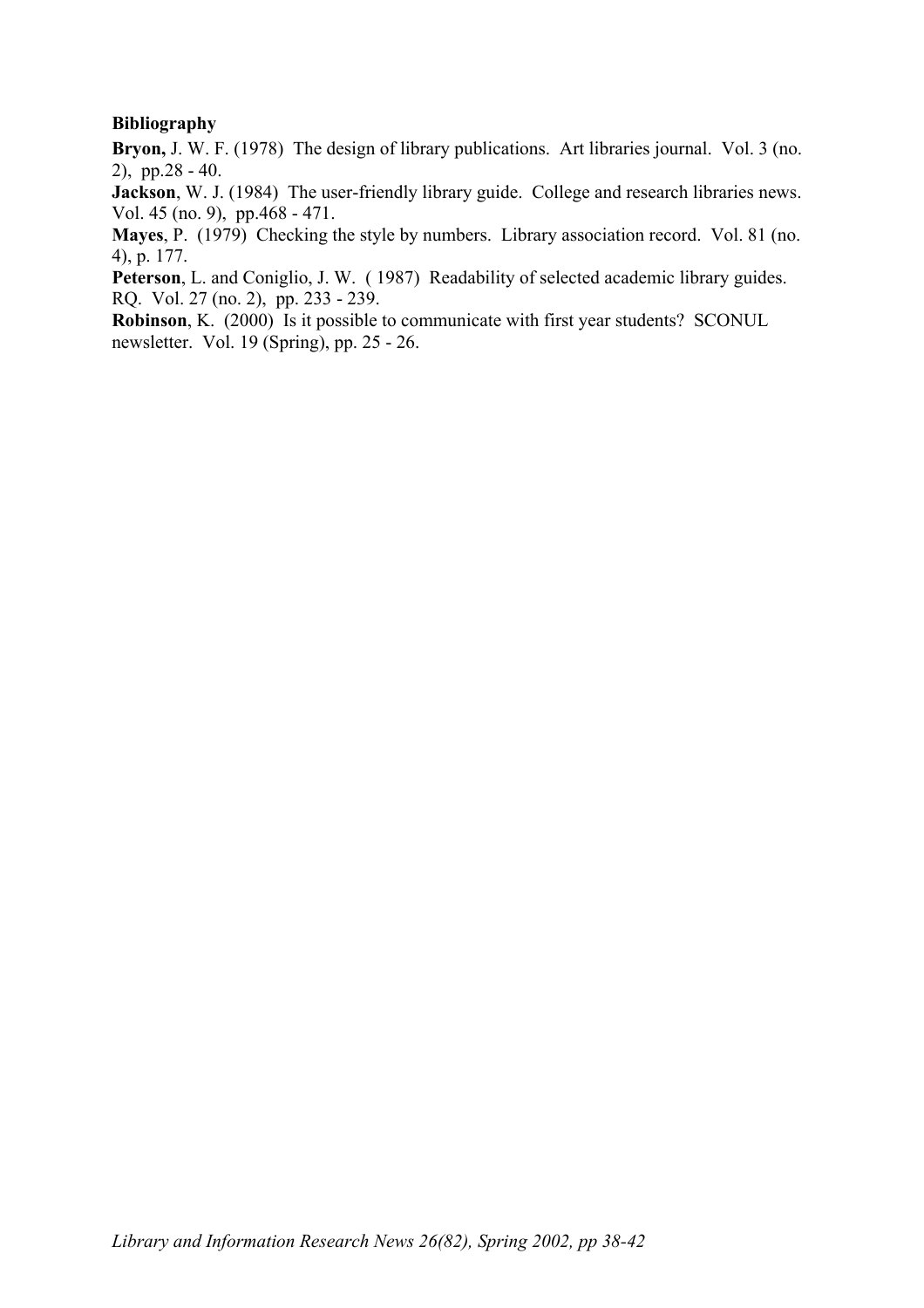**Bibliography**

**Bryon,** J. W. F. (1978) The design of library publications. Art libraries journal. Vol. 3 (no. 2), pp.28 - 40.

**Jackson**, W. J. (1984) The user-friendly library guide. College and research libraries news. Vol. 45 (no. 9), pp.468 - 471.

**Mayes**, P. (1979) Checking the style by numbers. Library association record. Vol. 81 (no. 4), p. 177.

**Peterson**, L. and Coniglio, J. W. ( 1987) Readability of selected academic library guides. RQ. Vol. 27 (no. 2), pp. 233 - 239.

**Robinson**, K. (2000) Is it possible to communicate with first year students? SCONUL newsletter. Vol. 19 (Spring), pp. 25 - 26.